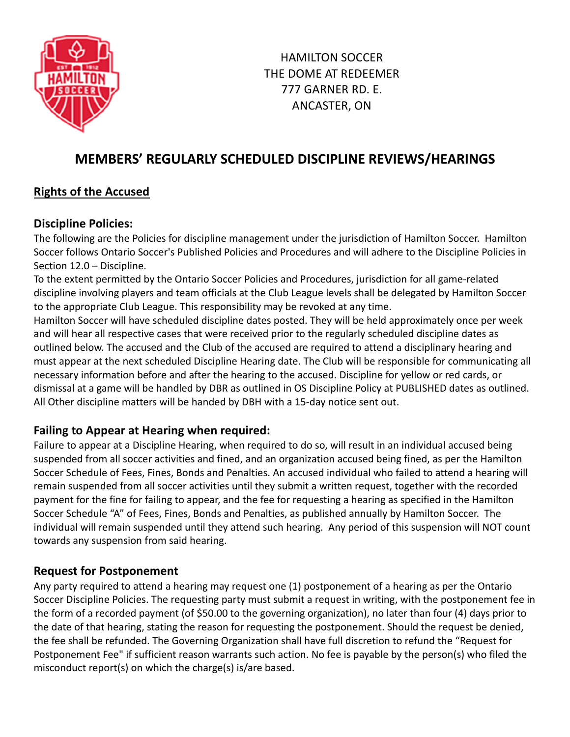HAMILTON SOCCER
THE DOME AT REDEEMER
777 GARNER RD. E.
ANCASTER, ON

# MEMBERS' REGULARLY SCHEDULED DISCIPLINE REVIEWS/HEARINGS

## Rights of the Accused

### Discipline Policies:

The following are the Policies for discipline management under the jurisdiction of Hamilton Soccer. Hamilton Soccer follows Ontario Soccer's Published Policies and Procedures and will adhere to the Discipline Policies in Section 12.0 – Discipline.

To the extent permitted by the Ontario Soccer Policies and Procedures, jurisdiction for all game-related discipline involving players and team officials at the Club League levels shall be delegated by Hamilton Soccer to the appropriate Club League. This responsibility may be revoked at any time.

Hamilton Soccer will have scheduled discipline dates posted. They will be held approximately once per week and will hear all respective cases that were received prior to the regularly scheduled discipline dates as outlined below. The accused and the Club of the accused are required to attend a disciplinary hearing and must appear at the next scheduled Discipline Hearing date. The Club will be responsible for communicating all necessary information before and after the hearing to the accused. Discipline for yellow or red cards, or dismissal at a game will be handled by DBR as outlined in OS Discipline Policy at PUBLISHED dates as outlined. All Other discipline matters will be handed by DBH with a 15-day notice sent out.

### Failing to Appear at Hearing when required:

Failure to appear at a Discipline Hearing, when required to do so, will result in an individual accused being suspended from all soccer activities and fined, and an organization accused being fined, as per the Hamilton Soccer Schedule of Fees, Fines, Bonds and Penalties. An accused individual who failed to attend a hearing will remain suspended from all soccer activities until they submit a written request, together with the recorded payment for the fine for failing to appear, and the fee for requesting a hearing as specified in the Hamilton Soccer Schedule "A" of Fees, Fines, Bonds and Penalties, as published annually by Hamilton Soccer. The individual will remain suspended until they attend such hearing. Any period of this suspension will NOT count towards any suspension from said hearing.

### Request for Postponement

Any party required to attend a hearing may request one (1) postponement of a hearing as per the Ontario Soccer Discipline Policies. The requesting party must submit a request in writing, with the postponement fee in the form of a recorded payment (of $50.00 to the governing organization), no later than four (4) days prior to the date of that hearing, stating the reason for requesting the postponement. Should the request be denied, the fee shall be refunded. The Governing Organization shall have full discretion to refund the "Request for Postponement Fee" if sufficient reason warrants such action. No fee is payable by the person(s) who filed the misconduct report(s) on which the charge(s) is/are based.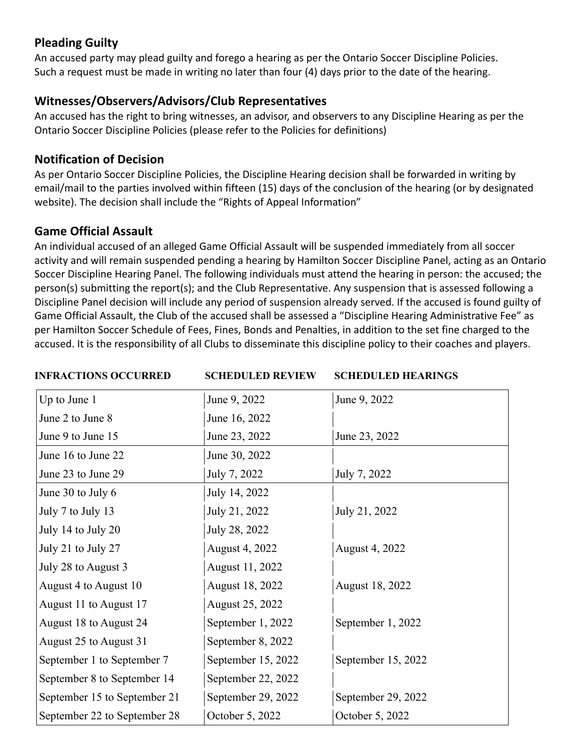## Pleading Guilty

An accused party may plead guilty and forego a hearing as per the Ontario Soccer Discipline Policies. Such a request must be made in writing no later than four (4) days prior to the date of the hearing.

## Witnesses/Observers/Advisors/Club Representatives

An accused has the right to bring witnesses, an advisor, and observers to any Discipline Hearing as per the Ontario Soccer Discipline Policies (please refer to the Policies for definitions)

## Notification of Decision

As per Ontario Soccer Discipline Policies, the Discipline Hearing decision shall be forwarded in writing by email/mail to the parties involved within fifteen (15) days of the conclusion of the hearing (or by designated website). The decision shall include the "Rights of Appeal Information"

## Game Official Assault

An individual accused of an alleged Game Official Assault will be suspended immediately from all soccer activity and will remain suspended pending a hearing by Hamilton Soccer Discipline Panel, acting as an Ontario Soccer Discipline Hearing Panel. The following individuals must attend the hearing in person: the accused; the person(s) submitting the report(s); and the Club Representative. Any suspension that is assessed following a Discipline Panel decision will include any period of suspension already served. If the accused is found guilty of Game Official Assault, the Club of the accused shall be assessed a "Discipline Hearing Administrative Fee" as per Hamilton Soccer Schedule of Fees, Fines, Bonds and Penalties, in addition to the set fine charged to the accused. It is the responsibility of all Clubs to disseminate this discipline policy to their coaches and players.

| INFRACTIONS OCCURRED | SCHEDULED REVIEW | SCHEDULED HEARINGS |
|---|---|---|
| Up to June 1 | June 9, 2022 | June 9, 2022 |
| June 2 to June 8 | June 16, 2022 | |
| June 9 to June 15 | June 23, 2022 | June 23, 2022 |
| June 16 to June 22 | June 30, 2022 | |
| June 23 to June 29 | July 7, 2022 | July 7, 2022 |
| June 30 to July 6 | July 14, 2022 | |
| July 7 to July 13 | July 21, 2022 | July 21, 2022 |
| July 14 to July 20 | July 28, 2022 | |
| July 21 to July 27 | August 4, 2022 | August 4, 2022 |
| July 28 to August 3 | August 11, 2022 | |
| August 4 to August 10 | August 18, 2022 | August 18, 2022 |
| August 11 to August 17 | August 25, 2022 | |
| August 18 to August 24 | September 1, 2022 | September 1, 2022 |
| August 25 to August 31 | September 8, 2022 | |
| September 1 to September 7 | September 15, 2022 | September 15, 2022 |
| September 8 to September 14 | September 22, 2022 | |
| September 15 to September 21 | September 29, 2022 | September 29, 2022 |
| September 22 to September 28 | October 5, 2022 | October 5, 2022 |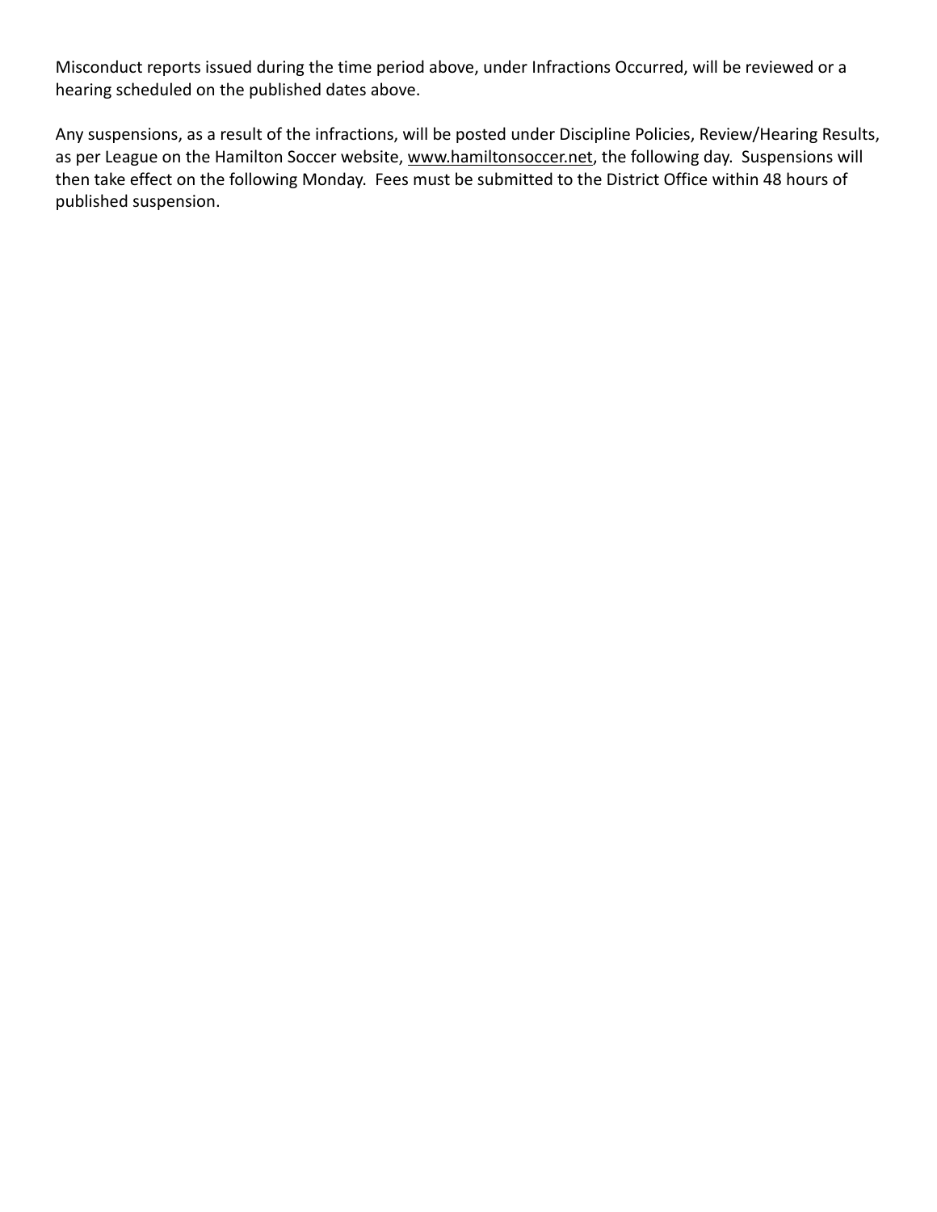Misconduct reports issued during the time period above, under Infractions Occurred, will be reviewed or a hearing scheduled on the published dates above.

Any suspensions, as a result of the infractions, will be posted under Discipline Policies, Review/Hearing Results, as per League on the Hamilton Soccer website, www.hamiltonsoccer.net, the following day. Suspensions will then take effect on the following Monday. Fees must be submitted to the District Office within 48 hours of published suspension.